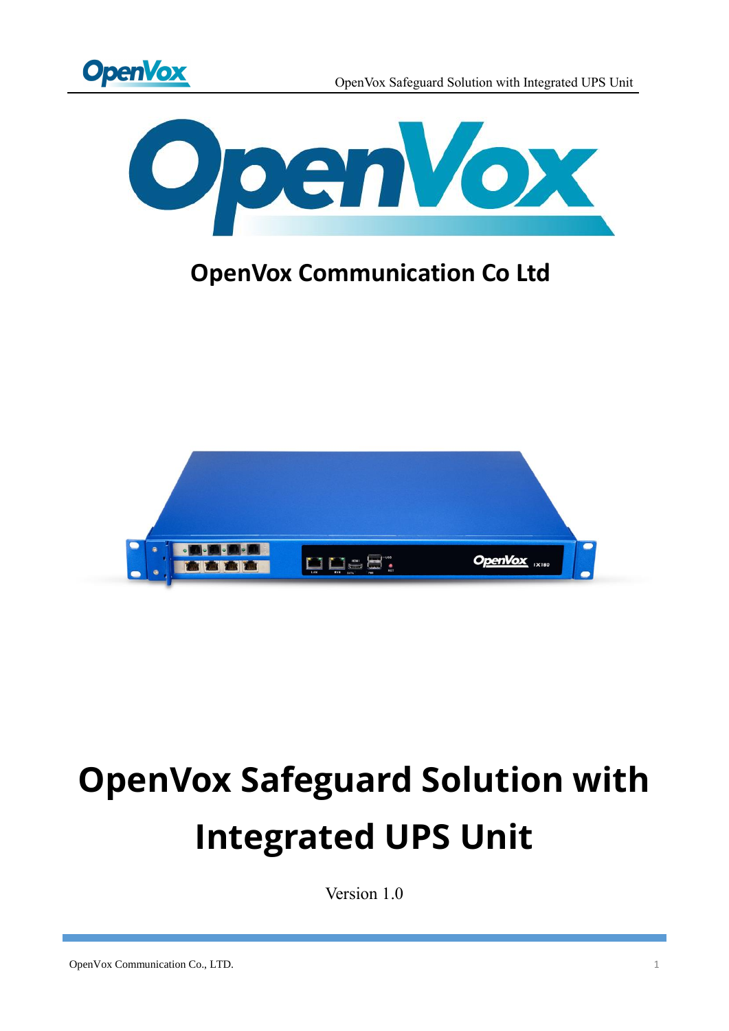**OpenVox Communication Co Ltd**

# OpenVox Safeguard Solution with Integrated UPS Unit

Version 1.0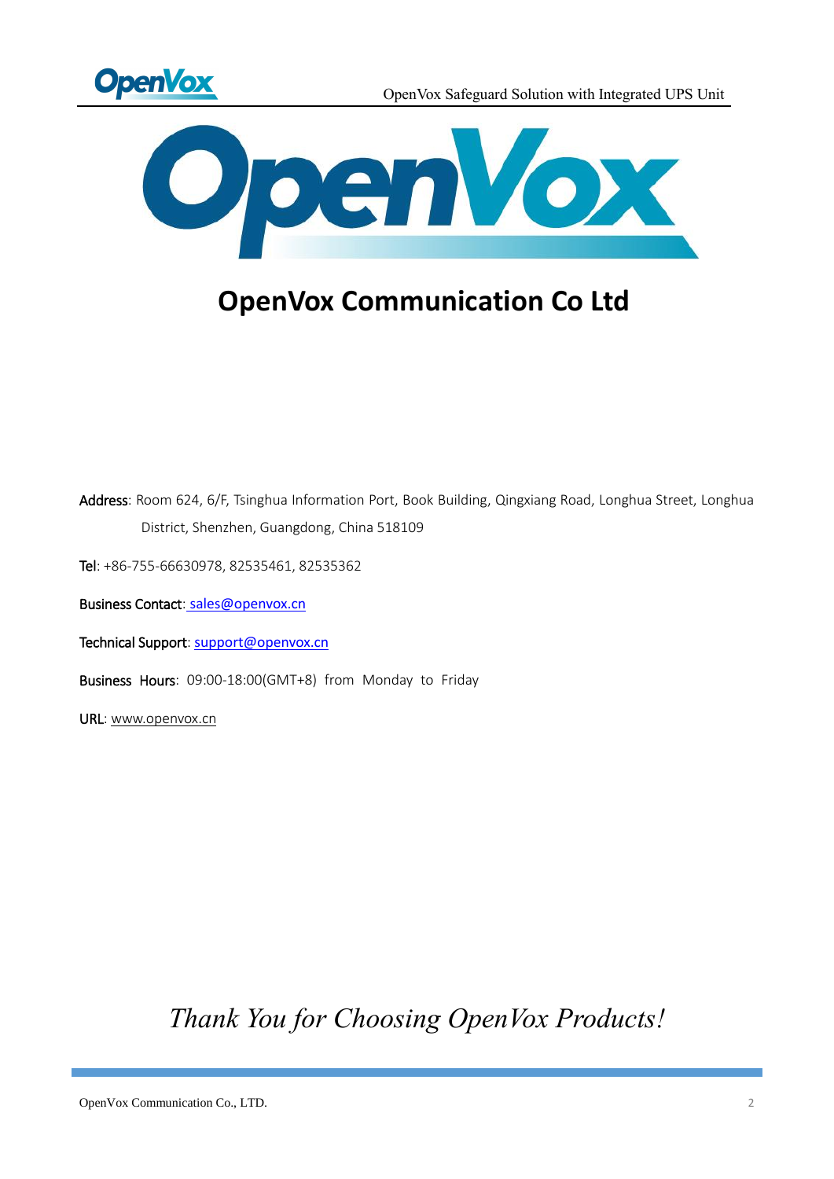# OpenVox Communication Co Ltd

**Address**: Room 624, 6/F, Tsinghua Information Port, Book Building, Qingxiang Road, Longhua Street, Longhua District, Shenzhen, Guangdong, China 518109

**Tel**: +86-755-66630978, 82535461, 82535362

**Business Contact**: sales@openvox.cn

**Technical Support**: support@openvox.cn

**Business Hours**: 09:00-18:00(GMT+8) from Monday to Friday

**URL**: www.openvox.cn

*Thank You for Choosing OpenVox Products!*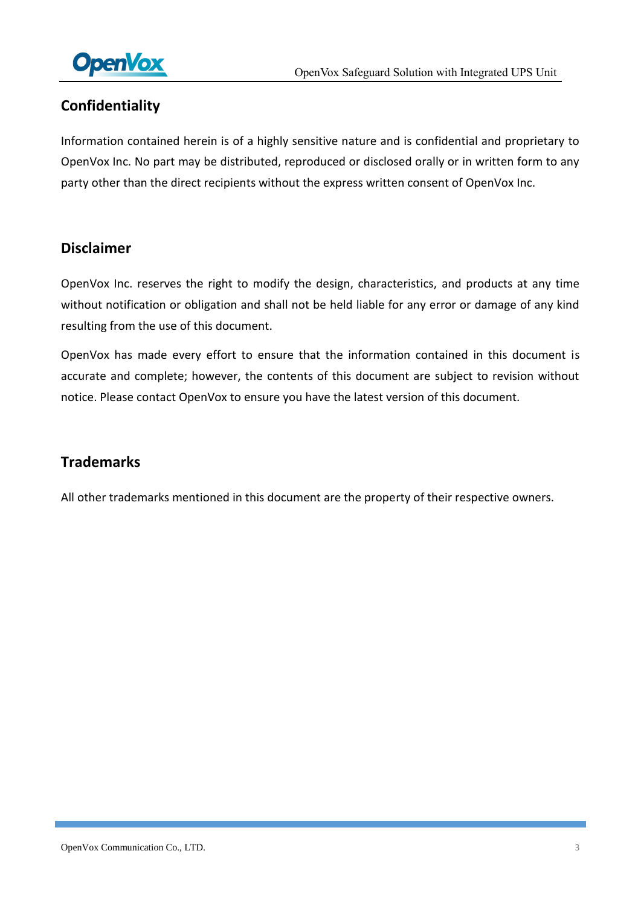## Confidentiality

Information contained herein is of a highly sensitive nature and is confidential and proprietary to OpenVox Inc. No part may be distributed, reproduced or disclosed orally or in written form to any party other than the direct recipients without the express written consent of OpenVox Inc.

## Disclaimer

OpenVox Inc. reserves the right to modify the design, characteristics, and products at any time without notification or obligation and shall not be held liable for any error or damage of any kind resulting from the use of this document.

OpenVox has made every effort to ensure that the information contained in this document is accurate and complete; however, the contents of this document are subject to revision without notice. Please contact OpenVox to ensure you have the latest version of this document.

## Trademarks

All other trademarks mentioned in this document are the property of their respective owners.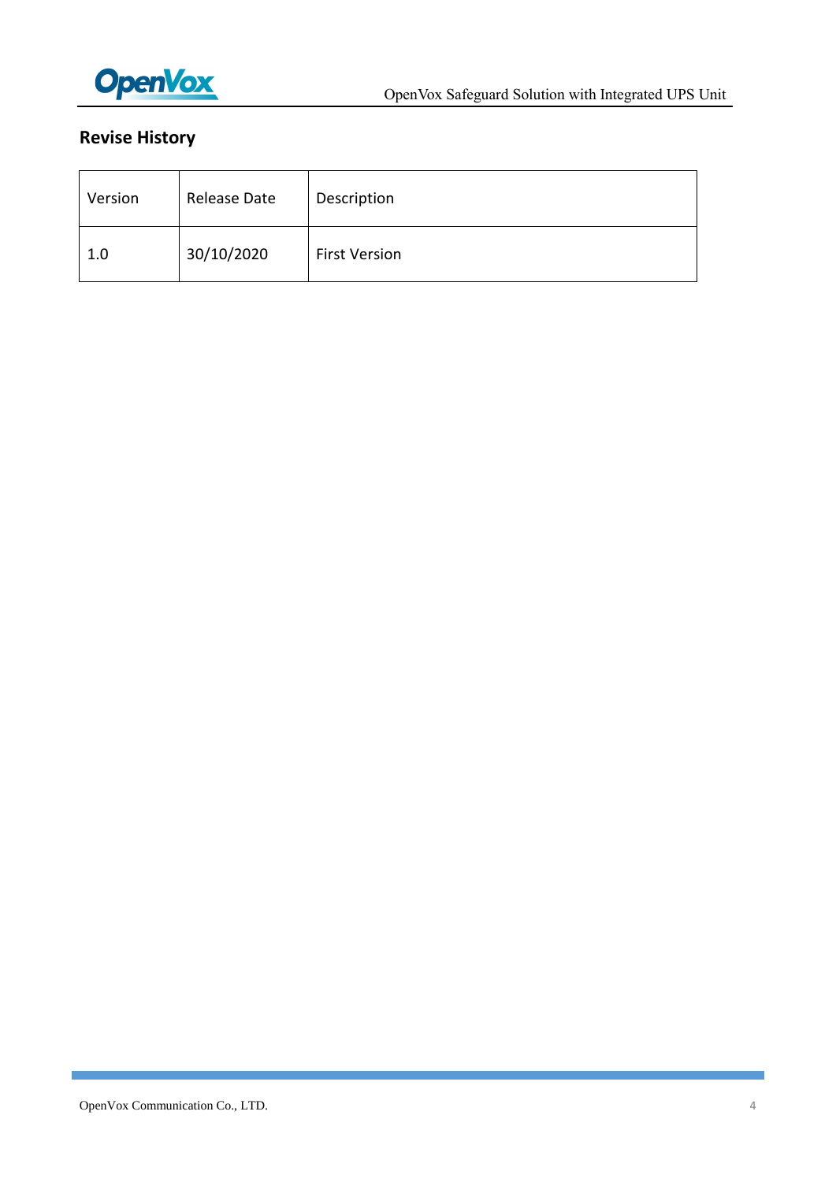## Revise History

| Version | Release Date | Description |
|---|---|---|
| 1.0 | 30/10/2020 | First Version |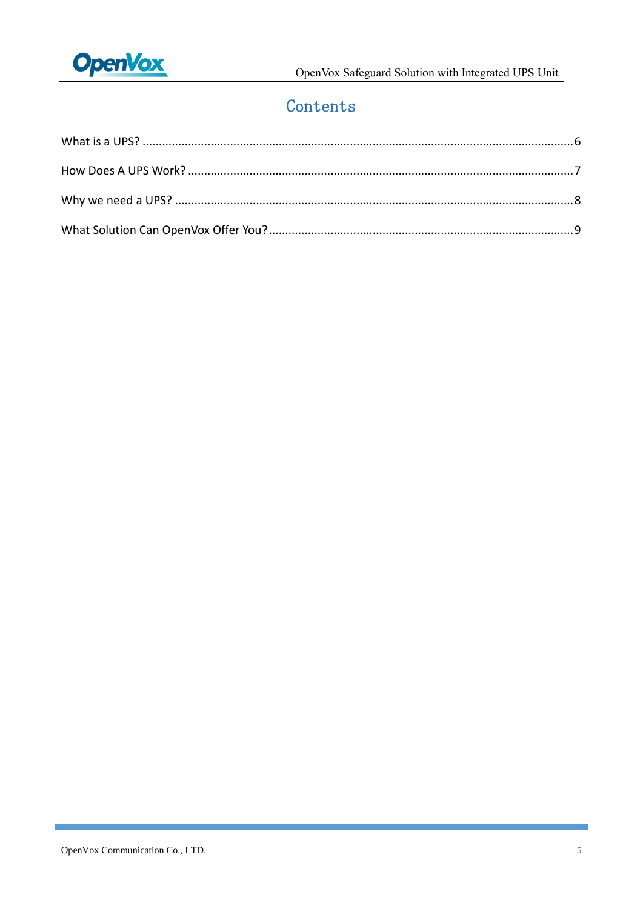# Contents

What is a UPS? ........................................................................................................................ 6

How Does A UPS Work? .......................................................................................................... 7

Why we need a UPS? .............................................................................................................. 8

What Solution Can OpenVox Offer You? ................................................................................ 9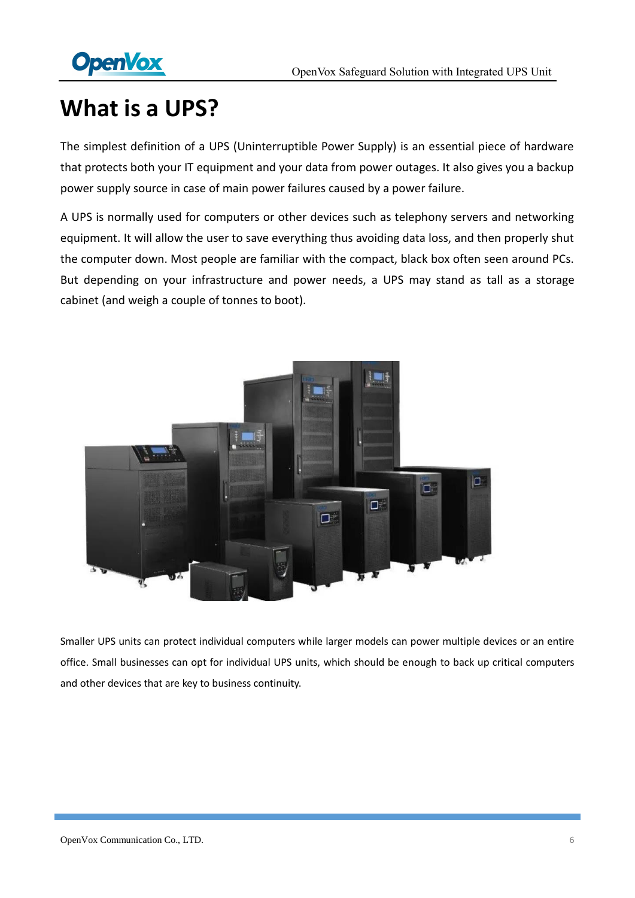# What is a UPS?

The simplest definition of a UPS (Uninterruptible Power Supply) is an essential piece of hardware that protects both your IT equipment and your data from power outages. It also gives you a backup power supply source in case of main power failures caused by a power failure.

A UPS is normally used for computers or other devices such as telephony servers and networking equipment. It will allow the user to save everything thus avoiding data loss, and then properly shut the computer down. Most people are familiar with the compact, black box often seen around PCs. But depending on your infrastructure and power needs, a UPS may stand as tall as a storage cabinet (and weigh a couple of tonnes to boot).

Smaller UPS units can protect individual computers while larger models can power multiple devices or an entire office. Small businesses can opt for individual UPS units, which should be enough to back up critical computers and other devices that are key to business continuity.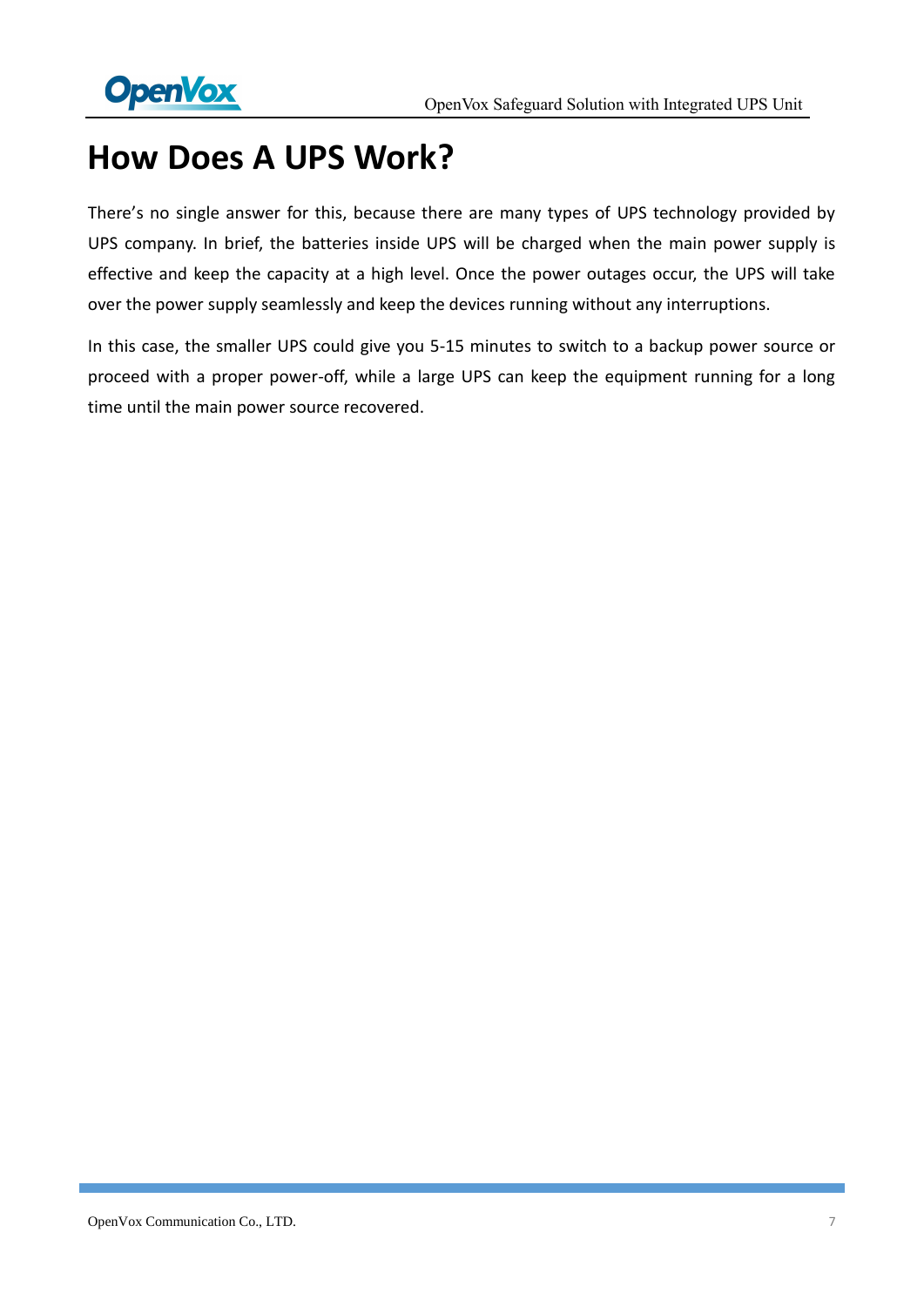# How Does A UPS Work?

There's no single answer for this, because there are many types of UPS technology provided by UPS company. In brief, the batteries inside UPS will be charged when the main power supply is effective and keep the capacity at a high level. Once the power outages occur, the UPS will take over the power supply seamlessly and keep the devices running without any interruptions.

In this case, the smaller UPS could give you 5-15 minutes to switch to a backup power source or proceed with a proper power-off, while a large UPS can keep the equipment running for a long time until the main power source recovered.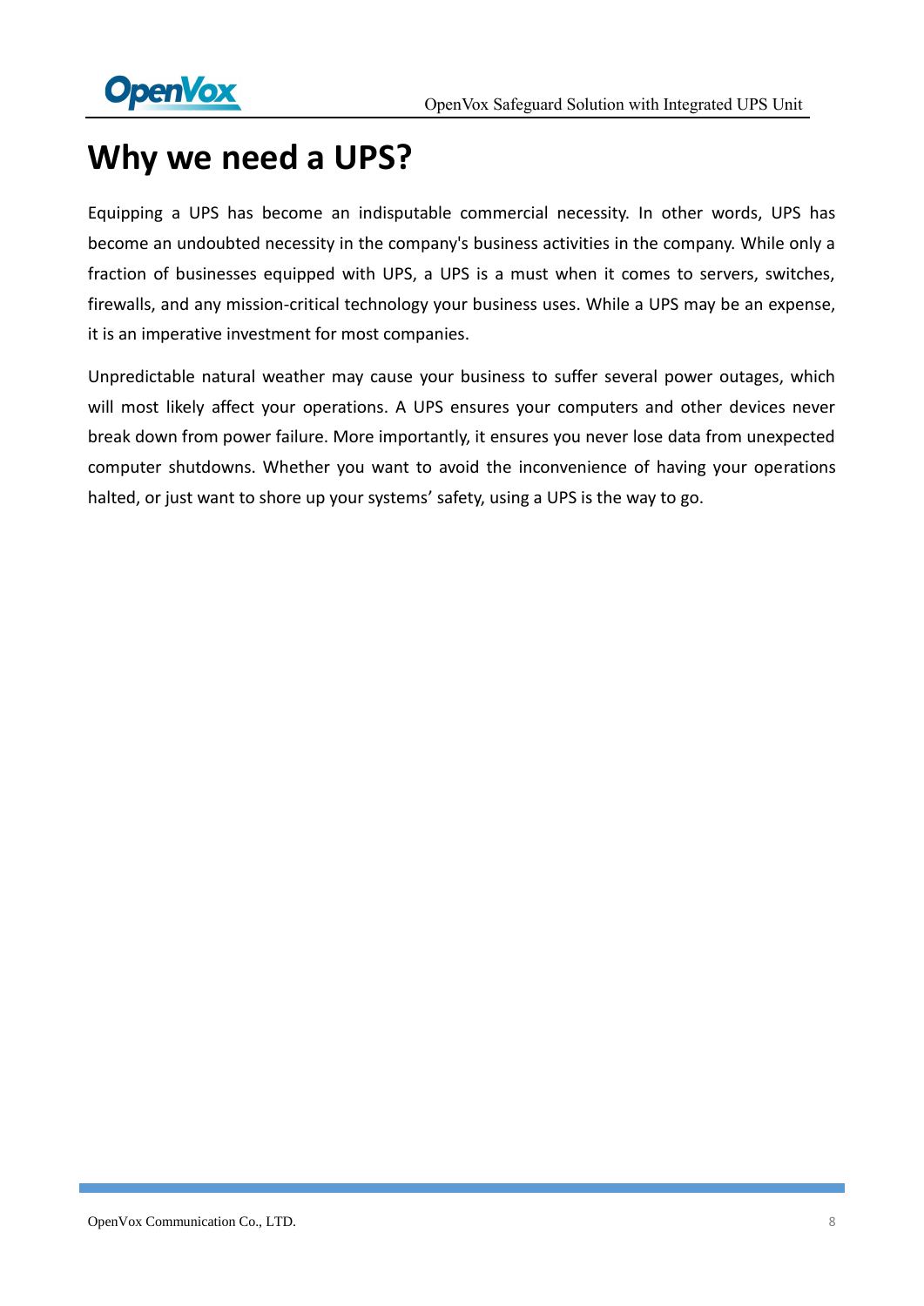# Why we need a UPS?

Equipping a UPS has become an indisputable commercial necessity. In other words, UPS has become an undoubted necessity in the company's business activities in the company. While only a fraction of businesses equipped with UPS, a UPS is a must when it comes to servers, switches, firewalls, and any mission-critical technology your business uses. While a UPS may be an expense, it is an imperative investment for most companies.

Unpredictable natural weather may cause your business to suffer several power outages, which will most likely affect your operations. A UPS ensures your computers and other devices never break down from power failure. More importantly, it ensures you never lose data from unexpected computer shutdowns. Whether you want to avoid the inconvenience of having your operations halted, or just want to shore up your systems' safety, using a UPS is the way to go.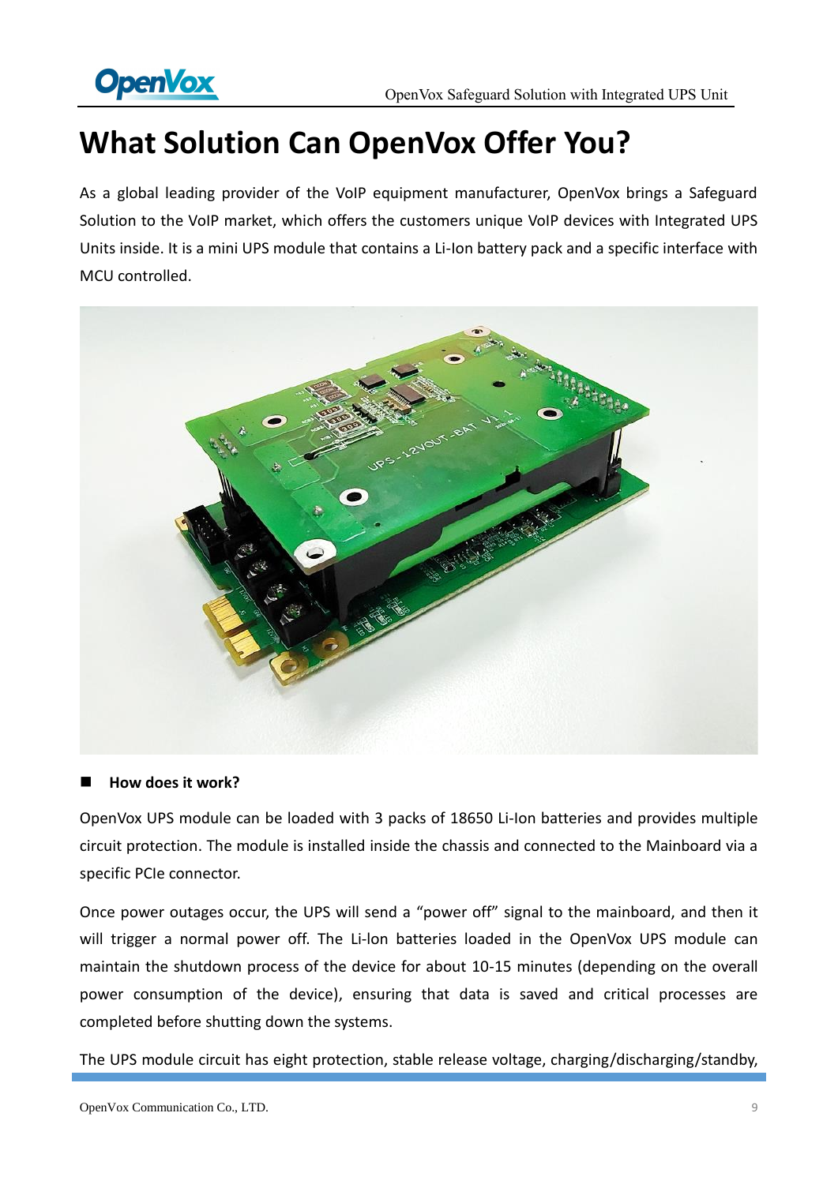# What Solution Can OpenVox Offer You?

As a global leading provider of the VoIP equipment manufacturer, OpenVox brings a Safeguard Solution to the VoIP market, which offers the customers unique VoIP devices with Integrated UPS Units inside. It is a mini UPS module that contains a Li-Ion battery pack and a specific interface with MCU controlled.

- **How does it work?**

OpenVox UPS module can be loaded with 3 packs of 18650 Li-Ion batteries and provides multiple circuit protection. The module is installed inside the chassis and connected to the Mainboard via a specific PCIe connector.

Once power outages occur, the UPS will send a “power off” signal to the mainboard, and then it will trigger a normal power off. The Li-Ion batteries loaded in the OpenVox UPS module can maintain the shutdown process of the device for about 10-15 minutes (depending on the overall power consumption of the device), ensuring that data is saved and critical processes are completed before shutting down the systems.

The UPS module circuit has eight protection, stable release voltage, charging/discharging/standby,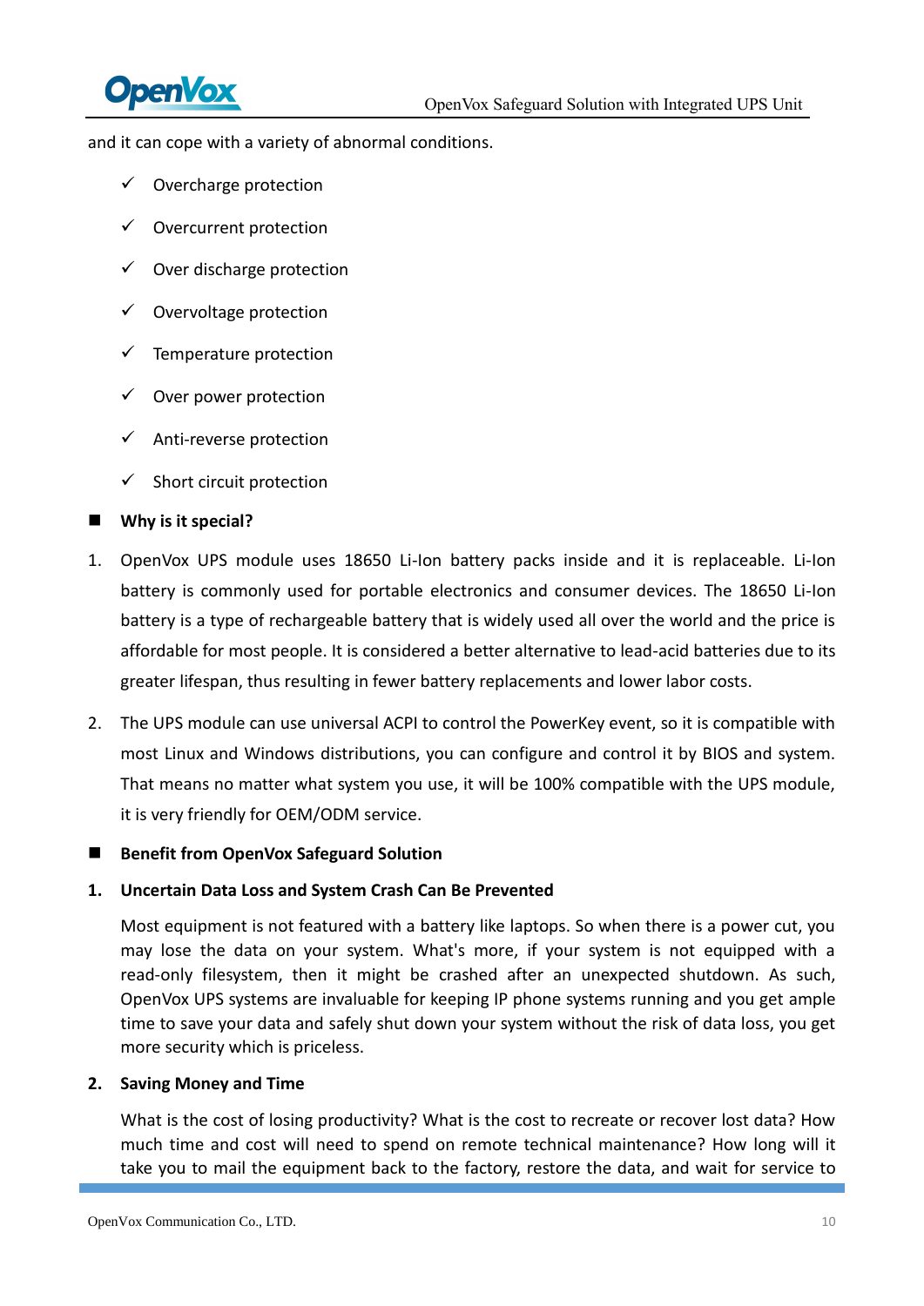and it can cope with a variety of abnormal conditions.

- ✓ Overcharge protection
- ✓ Overcurrent protection
- ✓ Over discharge protection
- ✓ Overvoltage protection
- ✓ Temperature protection
- ✓ Over power protection
- ✓ Anti-reverse protection
- ✓ Short circuit protection

## Why is it special?

1. OpenVox UPS module uses 18650 Li-Ion battery packs inside and it is replaceable. Li-Ion battery is commonly used for portable electronics and consumer devices. The 18650 Li-Ion battery is a type of rechargeable battery that is widely used all over the world and the price is affordable for most people. It is considered a better alternative to lead-acid batteries due to its greater lifespan, thus resulting in fewer battery replacements and lower labor costs.

2. The UPS module can use universal ACPI to control the PowerKey event, so it is compatible with most Linux and Windows distributions, you can configure and control it by BIOS and system. That means no matter what system you use, it will be 100% compatible with the UPS module, it is very friendly for OEM/ODM service.

## Benefit from OpenVox Safeguard Solution

### 1. Uncertain Data Loss and System Crash Can Be Prevented

Most equipment is not featured with a battery like laptops. So when there is a power cut, you may lose the data on your system. What's more, if your system is not equipped with a read-only filesystem, then it might be crashed after an unexpected shutdown. As such, OpenVox UPS systems are invaluable for keeping IP phone systems running and you get ample time to save your data and safely shut down your system without the risk of data loss, you get more security which is priceless.

### 2. Saving Money and Time

What is the cost of losing productivity? What is the cost to recreate or recover lost data? How much time and cost will need to spend on remote technical maintenance? How long will it take you to mail the equipment back to the factory, restore the data, and wait for service to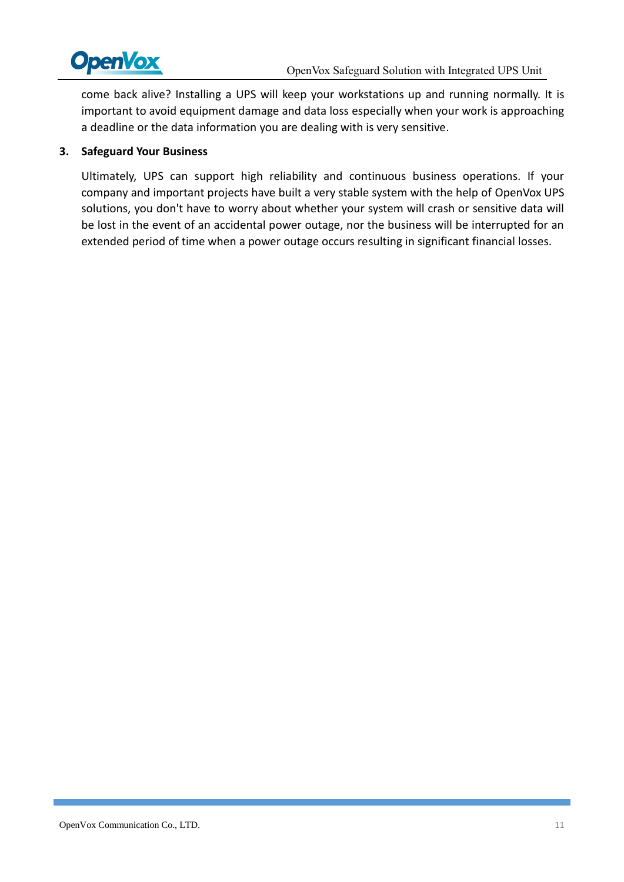come back alive? Installing a UPS will keep your workstations up and running normally. It is important to avoid equipment damage and data loss especially when your work is approaching a deadline or the data information you are dealing with is very sensitive.

**3. Safeguard Your Business**

Ultimately, UPS can support high reliability and continuous business operations. If your company and important projects have built a very stable system with the help of OpenVox UPS solutions, you don't have to worry about whether your system will crash or sensitive data will be lost in the event of an accidental power outage, nor the business will be interrupted for an extended period of time when a power outage occurs resulting in significant financial losses.